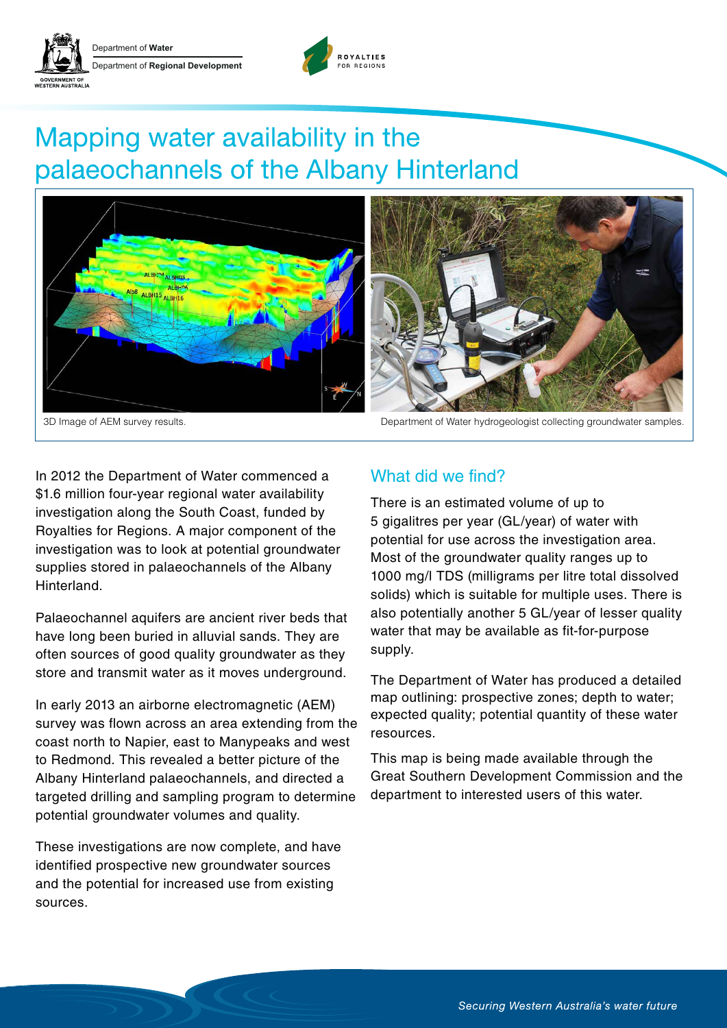Department of Water

Department of Regional Development

# Mapping water availability in the palaeochannels of the Albany Hinterland

3D Image of AEM survey results.

Department of Water hydrogeologist collecting groundwater samples.

In 2012 the Department of Water commenced a $1.6 million four-year regional water availability investigation along the South Coast, funded by Royalties for Regions. A major component of the investigation was to look at potential groundwater supplies stored in palaeochannels of the Albany Hinterland.

Palaeochannel aquifers are ancient river beds that have long been buried in alluvial sands. They are often sources of good quality groundwater as they store and transmit water as it moves underground.

In early 2013 an airborne electromagnetic (AEM) survey was flown across an area extending from the coast north to Napier, east to Manypeaks and west to Redmond. This revealed a better picture of the Albany Hinterland palaeochannels, and directed a targeted drilling and sampling program to determine potential groundwater volumes and quality.

These investigations are now complete, and have identified prospective new groundwater sources and the potential for increased use from existing sources.

## What did we find?

There is an estimated volume of up to 5 gigalitres per year (GL/year) of water with potential for use across the investigation area. Most of the groundwater quality ranges up to 1000 mg/l TDS (milligrams per litre total dissolved solids) which is suitable for multiple uses. There is also potentially another 5 GL/year of lesser quality water that may be available as fit-for-purpose supply.

The Department of Water has produced a detailed map outlining: prospective zones; depth to water; expected quality; potential quantity of these water resources.

This map is being made available through the Great Southern Development Commission and the department to interested users of this water.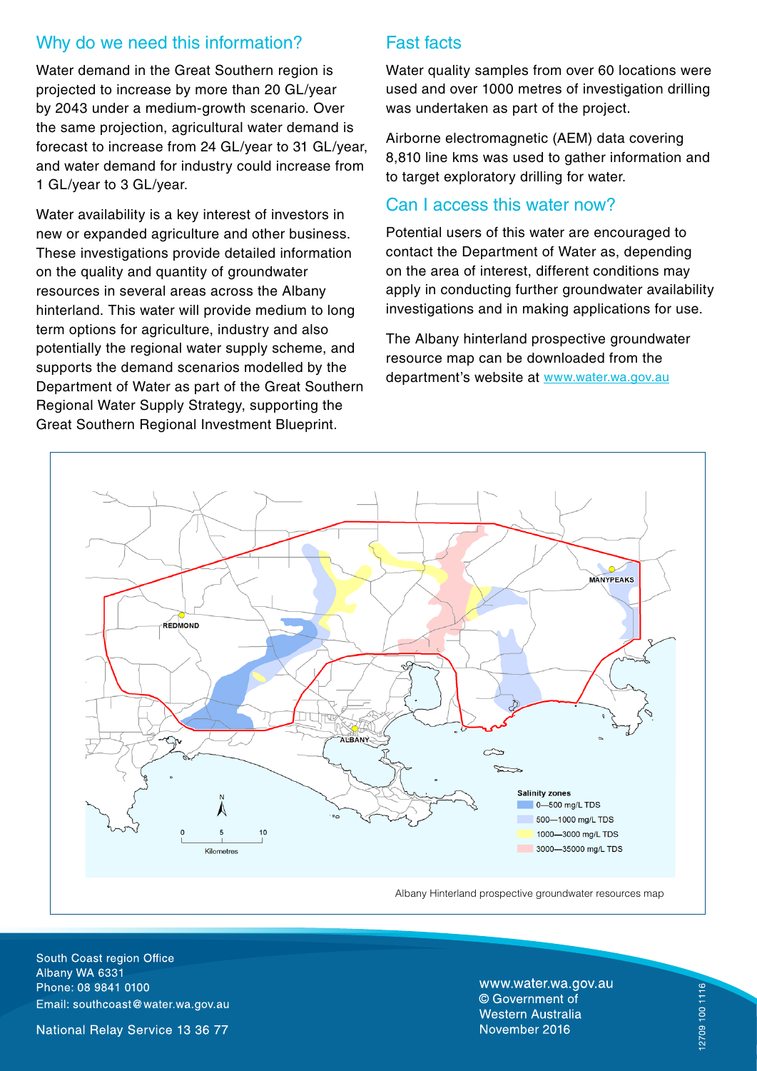## Why do we need this information?

Water demand in the Great Southern region is projected to increase by more than 20 GL/year by 2043 under a medium-growth scenario. Over the same projection, agricultural water demand is forecast to increase from 24 GL/year to 31 GL/year, and water demand for industry could increase from 1 GL/year to 3 GL/year.

Water availability is a key interest of investors in new or expanded agriculture and other business. These investigations provide detailed information on the quality and quantity of groundwater resources in several areas across the Albany hinterland. This water will provide medium to long term options for agriculture, industry and also potentially the regional water supply scheme, and supports the demand scenarios modelled by the Department of Water as part of the Great Southern Regional Water Supply Strategy, supporting the Great Southern Regional Investment Blueprint.

## Fast facts

Water quality samples from over 60 locations were used and over 1000 metres of investigation drilling was undertaken as part of the project.

Airborne electromagnetic (AEM) data covering 8,810 line kms was used to gather information and to target exploratory drilling for water.

## Can I access this water now?

Potential users of this water are encouraged to contact the Department of Water as, depending on the area of interest, different conditions may apply in conducting further groundwater availability investigations and in making applications for use.

The Albany hinterland prospective groundwater resource map can be downloaded from the department's website at www.water.wa.gov.au

MANYPEAKS
REDMOND
ALBANY
N
0 5 10
Kilometres
Salinity zones
0—500 mg/L TDS
500—1000 mg/L TDS
1000—3000 mg/L TDS
3000—35000 mg/L TDS

Albany Hinterland prospective groundwater resources map

South Coast region Office
Albany WA 6331
Phone: 08 9841 0100
Email: southcoast@water.wa.gov.au

National Relay Service 13 36 77

www.water.wa.gov.au
© Government of Western Australia
November 2016

12709 100 1116